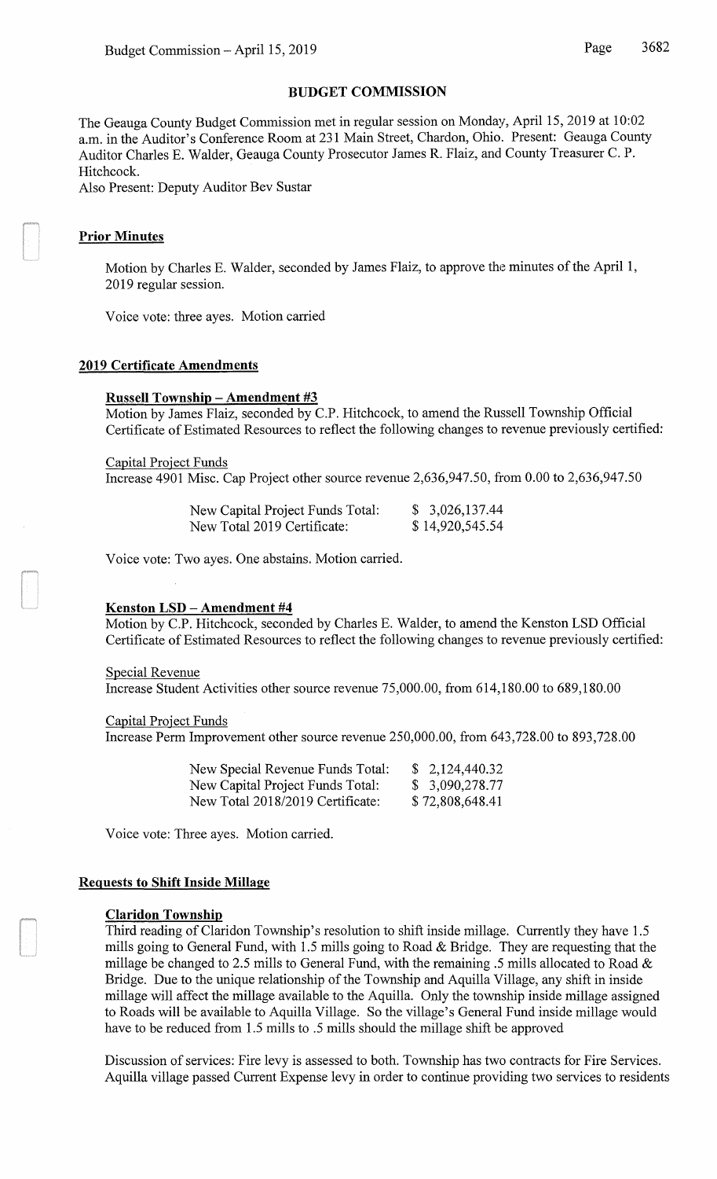## BUDGET COMMISSION

The Geauga County Budget Commission met in regular session on Monday, April 15, 2019 at 10:02 a.m. in the Auditor's Conference Room at 231 Main Street, Chardon, Ohio. Present: Geauga County Auditor Charles E. Walder, Geauga County Prosecutor James R. Flaiz, and County Treasurer C. P. Hitchcock.
Also Present: Deputy Auditor Bev Sustar

### Prior Minutes

Motion by Charles E. Walder, seconded by James Flaiz, to approve the minutes of the April 1, 2019 regular session.

Voice vote: three ayes. Motion carried

### 2019 Certificate Amendments

#### Russell Township – Amendment #3

Motion by James Flaiz, seconded by C.P. Hitchcock, to amend the Russell Township Official Certificate of Estimated Resources to reflect the following changes to revenue previously certified:

Capital Project Funds
Increase 4901 Misc. Cap Project other source revenue 2,636,947.50, from 0.00 to 2,636,947.50

| | |
|---|---|
| New Capital Project Funds Total: | $ 3,026,137.44 |
| New Total 2019 Certificate: | $ 14,920,545.54 |

Voice vote: Two ayes. One abstains. Motion carried.

#### Kenston LSD – Amendment #4

Motion by C.P. Hitchcock, seconded by Charles E. Walder, to amend the Kenston LSD Official Certificate of Estimated Resources to reflect the following changes to revenue previously certified:

Special Revenue
Increase Student Activities other source revenue 75,000.00, from 614,180.00 to 689,180.00

Capital Project Funds
Increase Perm Improvement other source revenue 250,000.00, from 643,728.00 to 893,728.00

| | |
|---|---|
| New Special Revenue Funds Total: | $ 2,124,440.32 |
| New Capital Project Funds Total: | $ 3,090,278.77 |
| New Total 2018/2019 Certificate: | $ 72,808,648.41 |

Voice vote: Three ayes. Motion carried.

### Requests to Shift Inside Millage

#### Claridon Township

Third reading of Claridon Township's resolution to shift inside millage. Currently they have 1.5 mills going to General Fund, with 1.5 mills going to Road & Bridge. They are requesting that the millage be changed to 2.5 mills to General Fund, with the remaining .5 mills allocated to Road & Bridge. Due to the unique relationship of the Township and Aquilla Village, any shift in inside millage will affect the millage available to the Aquilla. Only the township inside millage assigned to Roads will be available to Aquilla Village. So the village's General Fund inside millage would have to be reduced from 1.5 mills to .5 mills should the millage shift be approved

Discussion of services: Fire levy is assessed to both. Township has two contracts for Fire Services. Aquilla village passed Current Expense levy in order to continue providing two services to residents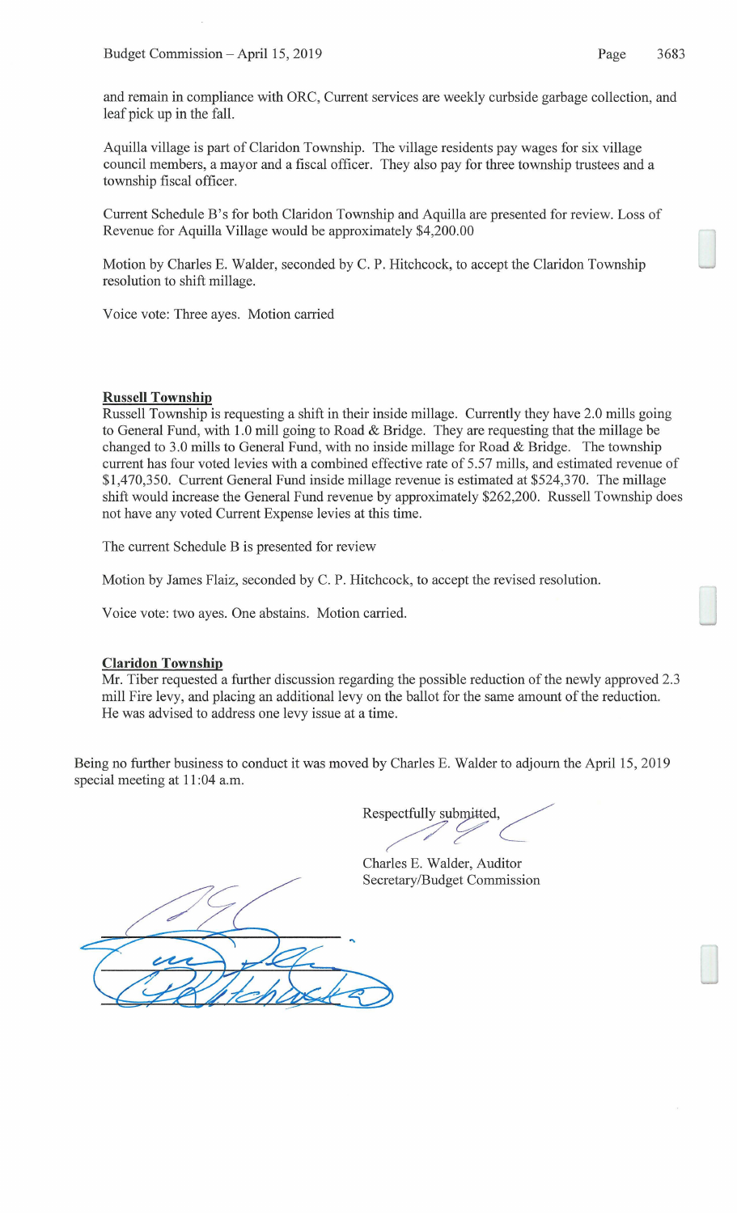and remain in compliance with ORC, Current services are weekly curbside garbage collection, and leaf pick up in the fall.

Aquilla village is part of Claridon Township. The village residents pay wages for six village council members, a mayor and a fiscal officer. They also pay for three township trustees and a township fiscal officer.

Current Schedule B's for both Claridon Township and Aquilla are presented for review. Loss of Revenue for Aquilla Village would be approximately $4,200.00

Motion by Charles E. Walder, seconded by C. P. Hitchcock, to accept the Claridon Township resolution to shift millage.

Voice vote: Three ayes. Motion carried

**Russell Township**

Russell Township is requesting a shift in their inside millage. Currently they have 2.0 mills going to General Fund, with 1.0 mill going to Road & Bridge. They are requesting that the millage be changed to 3.0 mills to General Fund, with no inside millage for Road & Bridge. The township current has four voted levies with a combined effective rate of 5.57 mills, and estimated revenue of $1,470,350. Current General Fund inside millage revenue is estimated at $524,370. The millage shift would increase the General Fund revenue by approximately $262,200. Russell Township does not have any voted Current Expense levies at this time.

The current Schedule B is presented for review

Motion by James Flaiz, seconded by C. P. Hitchcock, to accept the revised resolution.

Voice vote: two ayes. One abstains. Motion carried.

**Claridon Township**

Mr. Tiber requested a further discussion regarding the possible reduction of the newly approved 2.3 mill Fire levy, and placing an additional levy on the ballot for the same amount of the reduction. He was advised to address one levy issue at a time.

Being no further business to conduct it was moved by Charles E. Walder to adjourn the April 15, 2019 special meeting at 11:04 a.m.

Respectfully submitted,

Charles E. Walder, Auditor
Secretary/Budget Commission